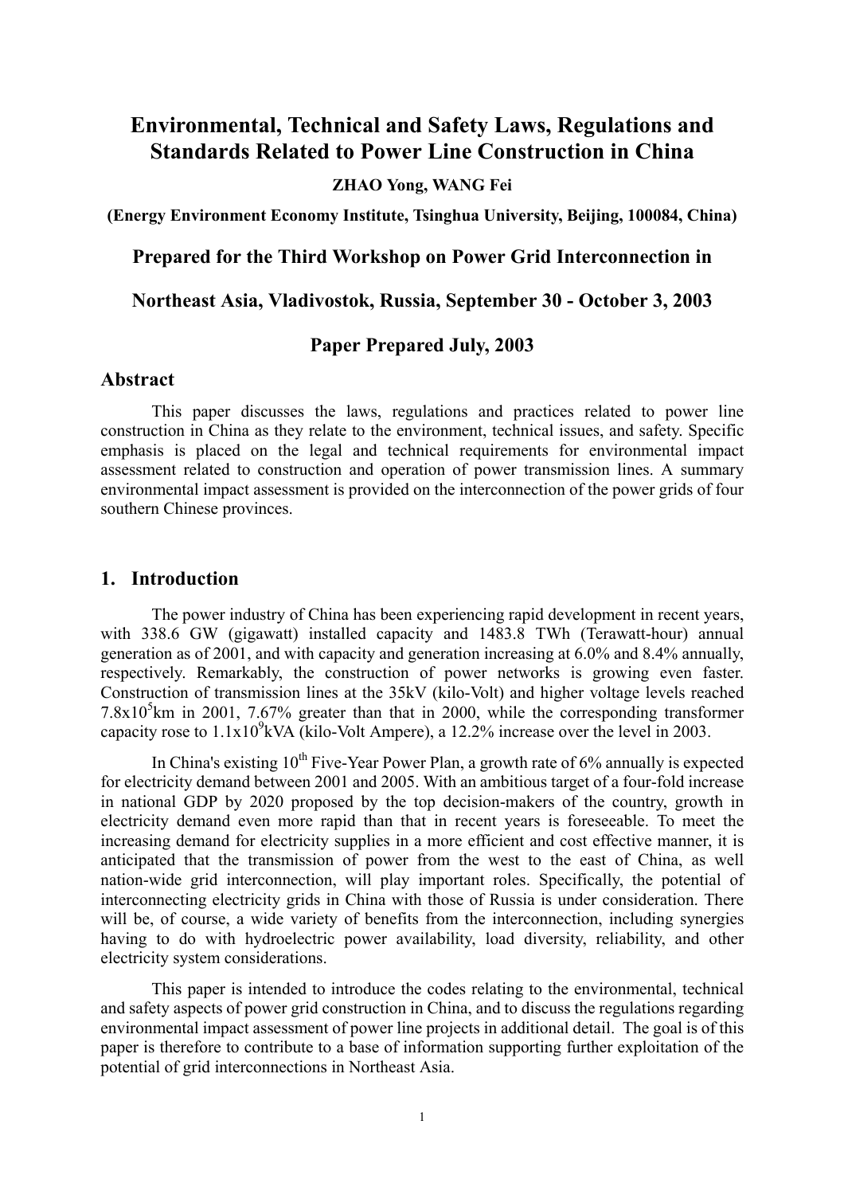# Environmental, Technical and Safety Laws, Regulations and Standards Related to Power Line Construction in China

**ZHAO Yong, WANG Fei**

**(Energy Environment Economy Institute, Tsinghua University, Beijing, 100084, China)**

**Prepared for the Third Workshop on Power Grid Interconnection in Northeast Asia, Vladivostok, Russia, September 30 - October 3, 2003**

**Paper Prepared July, 2003**

## Abstract

This paper discusses the laws, regulations and practices related to power line construction in China as they relate to the environment, technical issues, and safety. Specific emphasis is placed on the legal and technical requirements for environmental impact assessment related to construction and operation of power transmission lines. A summary environmental impact assessment is provided on the interconnection of the power grids of four southern Chinese provinces.

## 1. Introduction

The power industry of China has been experiencing rapid development in recent years, with 338.6 GW (gigawatt) installed capacity and 1483.8 TWh (Terawatt-hour) annual generation as of 2001, and with capacity and generation increasing at 6.0% and 8.4% annually, respectively. Remarkably, the construction of power networks is growing even faster. Construction of transmission lines at the 35kV (kilo-Volt) and higher voltage levels reached $7.8 \times 10^5$km in 2001, 7.67% greater than that in 2000, while the corresponding transformer capacity rose to $1.1 \times 10^9$kVA (kilo-Volt Ampere), a 12.2% increase over the level in 2003.

In China's existing 10th Five-Year Power Plan, a growth rate of 6% annually is expected for electricity demand between 2001 and 2005. With an ambitious target of a four-fold increase in national GDP by 2020 proposed by the top decision-makers of the country, growth in electricity demand even more rapid than that in recent years is foreseeable. To meet the increasing demand for electricity supplies in a more efficient and cost effective manner, it is anticipated that the transmission of power from the west to the east of China, as well nation-wide grid interconnection, will play important roles. Specifically, the potential of interconnecting electricity grids in China with those of Russia is under consideration. There will be, of course, a wide variety of benefits from the interconnection, including synergies having to do with hydroelectric power availability, load diversity, reliability, and other electricity system considerations.

This paper is intended to introduce the codes relating to the environmental, technical and safety aspects of power grid construction in China, and to discuss the regulations regarding environmental impact assessment of power line projects in additional detail. The goal is of this paper is therefore to contribute to a base of information supporting further exploitation of the potential of grid interconnections in Northeast Asia.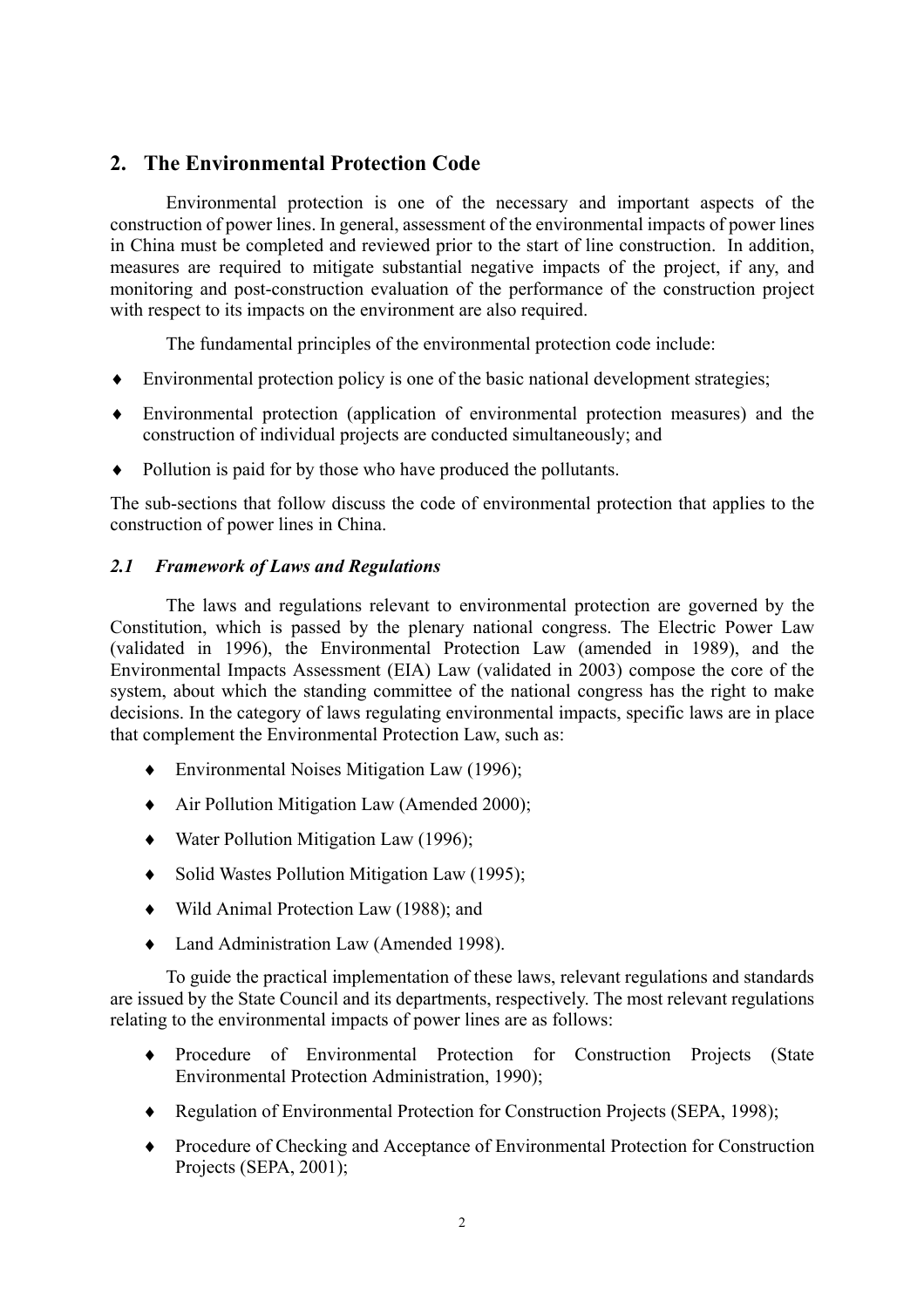## 2. The Environmental Protection Code

Environmental protection is one of the necessary and important aspects of the construction of power lines. In general, assessment of the environmental impacts of power lines in China must be completed and reviewed prior to the start of line construction. In addition, measures are required to mitigate substantial negative impacts of the project, if any, and monitoring and post-construction evaluation of the performance of the construction project with respect to its impacts on the environment are also required.

The fundamental principles of the environmental protection code include:

- Environmental protection policy is one of the basic national development strategies;
- Environmental protection (application of environmental protection measures) and the construction of individual projects are conducted simultaneously; and
- Pollution is paid for by those who have produced the pollutants.

The sub-sections that follow discuss the code of environmental protection that applies to the construction of power lines in China.

### *2.1 Framework of Laws and Regulations*

The laws and regulations relevant to environmental protection are governed by the Constitution, which is passed by the plenary national congress. The Electric Power Law (validated in 1996), the Environmental Protection Law (amended in 1989), and the Environmental Impacts Assessment (EIA) Law (validated in 2003) compose the core of the system, about which the standing committee of the national congress has the right to make decisions. In the category of laws regulating environmental impacts, specific laws are in place that complement the Environmental Protection Law, such as:

- Environmental Noises Mitigation Law (1996);
- Air Pollution Mitigation Law (Amended 2000);
- Water Pollution Mitigation Law (1996);
- Solid Wastes Pollution Mitigation Law (1995);
- Wild Animal Protection Law (1988); and
- Land Administration Law (Amended 1998).

To guide the practical implementation of these laws, relevant regulations and standards are issued by the State Council and its departments, respectively. The most relevant regulations relating to the environmental impacts of power lines are as follows:

- Procedure of Environmental Protection for Construction Projects (State Environmental Protection Administration, 1990);
- Regulation of Environmental Protection for Construction Projects (SEPA, 1998);
- Procedure of Checking and Acceptance of Environmental Protection for Construction Projects (SEPA, 2001);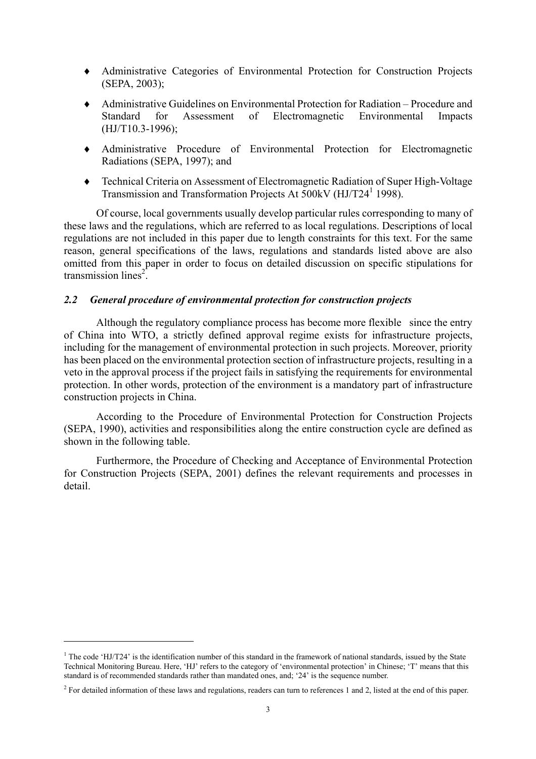- ♦ Administrative Categories of Environmental Protection for Construction Projects (SEPA, 2003);
- ♦ Administrative Guidelines on Environmental Protection for Radiation – Procedure and Standard for Assessment of Electromagnetic Environmental Impacts (HJ/T10.3-1996);
- ♦ Administrative Procedure of Environmental Protection for Electromagnetic Radiations (SEPA, 1997); and
- ♦ Technical Criteria on Assessment of Electromagnetic Radiation of Super High-Voltage Transmission and Transformation Projects At 500kV (HJ/T24[1] 1998).

Of course, local governments usually develop particular rules corresponding to many of these laws and the regulations, which are referred to as local regulations. Descriptions of local regulations are not included in this paper due to length constraints for this text. For the same reason, general specifications of the laws, regulations and standards listed above are also omitted from this paper in order to focus on detailed discussion on specific stipulations for transmission lines[2].

### *2.2 General procedure of environmental protection for construction projects*

Although the regulatory compliance process has become more flexible since the entry of China into WTO, a strictly defined approval regime exists for infrastructure projects, including for the management of environmental protection in such projects. Moreover, priority has been placed on the environmental protection section of infrastructure projects, resulting in a veto in the approval process if the project fails in satisfying the requirements for environmental protection. In other words, protection of the environment is a mandatory part of infrastructure construction projects in China.

According to the Procedure of Environmental Protection for Construction Projects (SEPA, 1990), activities and responsibilities along the entire construction cycle are defined as shown in the following table.

Furthermore, the Procedure of Checking and Acceptance of Environmental Protection for Construction Projects (SEPA, 2001) defines the relevant requirements and processes in detail.

---

[1] The code 'HJ/T24' is the identification number of this standard in the framework of national standards, issued by the State Technical Monitoring Bureau. Here, 'HJ' refers to the category of 'environmental protection' in Chinese; 'T' means that this standard is of recommended standards rather than mandated ones, and; '24' is the sequence number.

[2] For detailed information of these laws and regulations, readers can turn to references 1 and 2, listed at the end of this paper.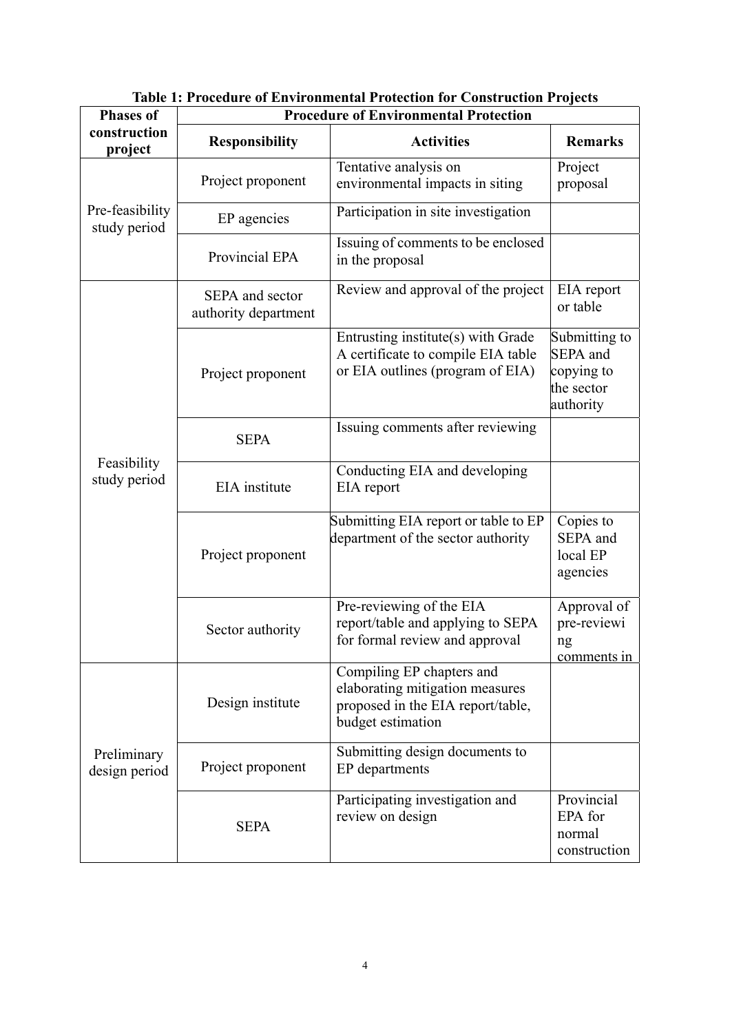**Table 1: Procedure of Environmental Protection for Construction Projects**

| Phases of construction project | Procedure of Environmental Protection | | |
|---|---|---|---|
| | Responsibility | Activities | Remarks |
| Pre-feasibility study period | Project proponent | Tentative analysis on environmental impacts in siting | Project proposal |
| | EP agencies | Participation in site investigation | |
| | Provincial EPA | Issuing of comments to be enclosed in the proposal | |
| Feasibility study period | SEPA and sector authority department | Review and approval of the project | EIA report or table |
| | Project proponent | Entrusting institute(s) with Grade A certificate to compile EIA table or EIA outlines (program of EIA) | Submitting to SEPA and copying to the sector authority |
| | SEPA | Issuing comments after reviewing | |
| | EIA institute | Conducting EIA and developing EIA report | |
| | Project proponent | Submitting EIA report or table to EP department of the sector authority | Copies to SEPA and local EP agencies |
| | Sector authority | Pre-reviewing of the EIA report/table and applying to SEPA for formal review and approval | Approval of pre-reviewing comments in |
| Preliminary design period | Design institute | Compiling EP chapters and elaborating mitigation measures proposed in the EIA report/table, budget estimation | |
| | Project proponent | Submitting design documents to EP departments | |
| | SEPA | Participating investigation and review on design | Provincial EPA for normal construction |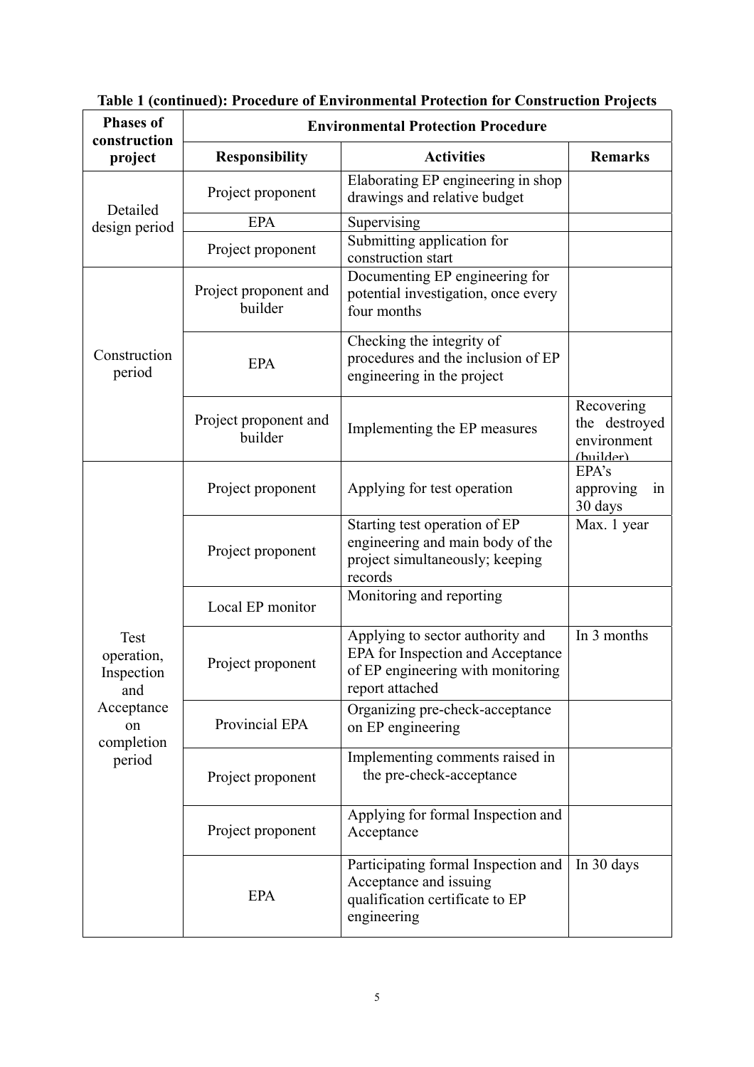**Table 1 (continued): Procedure of Environmental Protection for Construction Projects**

| Phases of construction project | Environmental Protection Procedure | | |
|---|---|---|---|
| | **Responsibility** | **Activities** | **Remarks** |
| Detailed design period | Project proponent | Elaborating EP engineering in shop drawings and relative budget | |
| | EPA | Supervising | |
| | Project proponent | Submitting application for construction start | |
| Construction period | Project proponent and builder | Documenting EP engineering for potential investigation, once every four months | |
| | EPA | Checking the integrity of procedures and the inclusion of EP engineering in the project | |
| | Project proponent and builder | Implementing the EP measures | Recovering the destroyed environment (builder) |
| Test operation, Inspection and Acceptance on completion period | Project proponent | Applying for test operation | EPA's approving in 30 days |
| | Project proponent | Starting test operation of EP engineering and main body of the project simultaneously; keeping records | Max. 1 year |
| | Local EP monitor | Monitoring and reporting | |
| | Project proponent | Applying to sector authority and EPA for Inspection and Acceptance of EP engineering with monitoring report attached | In 3 months |
| | Provincial EPA | Organizing pre-check-acceptance on EP engineering | |
| | Project proponent | Implementing comments raised in the pre-check-acceptance | |
| | Project proponent | Applying for formal Inspection and Acceptance | |
| | EPA | Participating formal Inspection and Acceptance and issuing qualification certificate to EP engineering | In 30 days |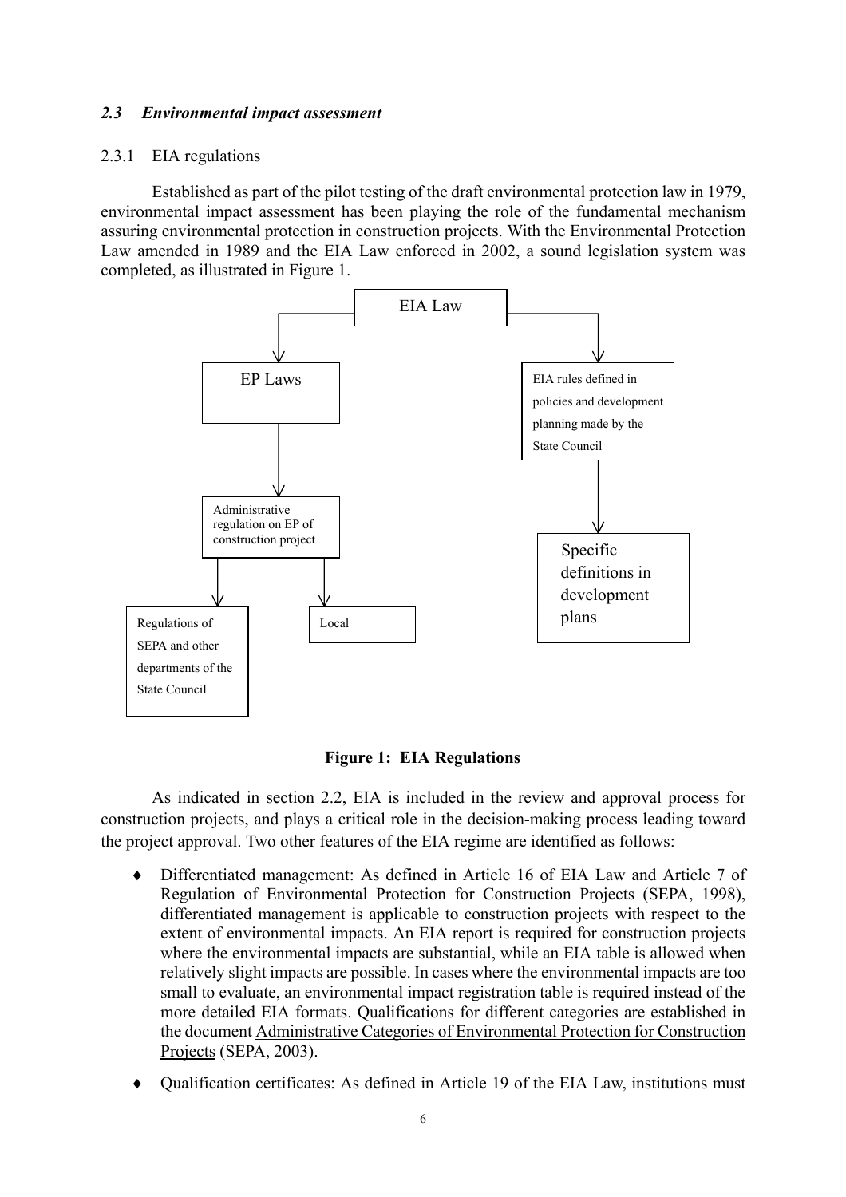### *2.3 Environmental impact assessment*

2.3.1 EIA regulations

Established as part of the pilot testing of the draft environmental protection law in 1979, environmental impact assessment has been playing the role of the fundamental mechanism assuring environmental protection in construction projects. With the Environmental Protection Law amended in 1989 and the EIA Law enforced in 2002, a sound legislation system was completed, as illustrated in Figure 1.

- EIA Law
  - EP Laws
    - Administrative regulation on EP of construction project
      - Regulations of SEPA and other departments of the State Council
      - Local
  - EIA rules defined in policies and development planning made by the State Council
    - Specific definitions in development plans

**Figure 1: EIA Regulations**

As indicated in section 2.2, EIA is included in the review and approval process for construction projects, and plays a critical role in the decision-making process leading toward the project approval. Two other features of the EIA regime are identified as follows:

- Differentiated management: As defined in Article 16 of EIA Law and Article 7 of Regulation of Environmental Protection for Construction Projects (SEPA, 1998), differentiated management is applicable to construction projects with respect to the extent of environmental impacts. An EIA report is required for construction projects where the environmental impacts are substantial, while an EIA table is allowed when relatively slight impacts are possible. In cases where the environmental impacts are too small to evaluate, an environmental impact registration table is required instead of the more detailed EIA formats. Qualifications for different categories are established in the document Administrative Categories of Environmental Protection for Construction Projects (SEPA, 2003).
- Qualification certificates: As defined in Article 19 of the EIA Law, institutions must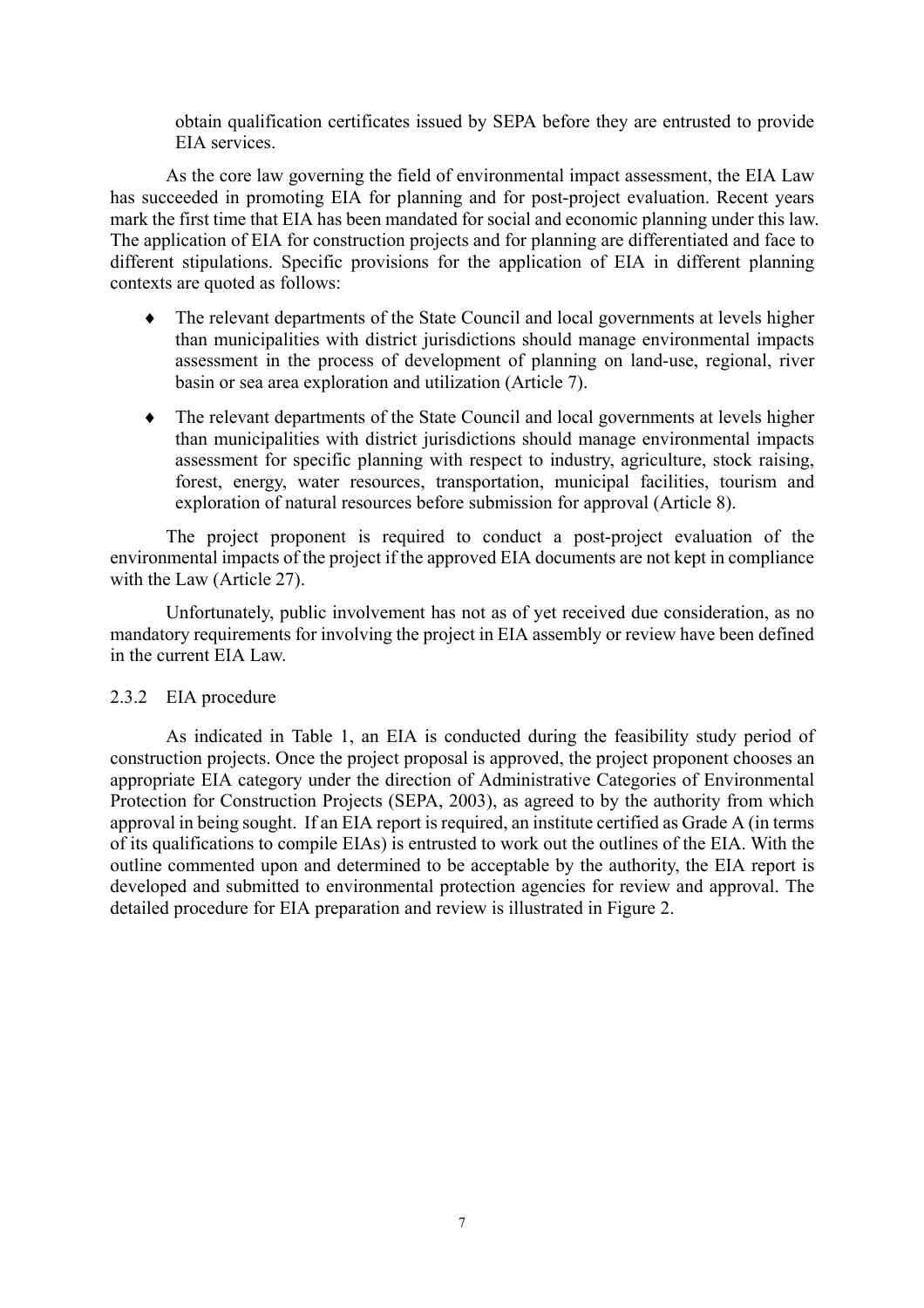obtain qualification certificates issued by SEPA before they are entrusted to provide EIA services.

As the core law governing the field of environmental impact assessment, the EIA Law has succeeded in promoting EIA for planning and for post-project evaluation. Recent years mark the first time that EIA has been mandated for social and economic planning under this law. The application of EIA for construction projects and for planning are differentiated and face to different stipulations. Specific provisions for the application of EIA in different planning contexts are quoted as follows:

- The relevant departments of the State Council and local governments at levels higher than municipalities with district jurisdictions should manage environmental impacts assessment in the process of development of planning on land-use, regional, river basin or sea area exploration and utilization (Article 7).
- The relevant departments of the State Council and local governments at levels higher than municipalities with district jurisdictions should manage environmental impacts assessment for specific planning with respect to industry, agriculture, stock raising, forest, energy, water resources, transportation, municipal facilities, tourism and exploration of natural resources before submission for approval (Article 8).

The project proponent is required to conduct a post-project evaluation of the environmental impacts of the project if the approved EIA documents are not kept in compliance with the Law (Article 27).

Unfortunately, public involvement has not as of yet received due consideration, as no mandatory requirements for involving the project in EIA assembly or review have been defined in the current EIA Law.

### 2.3.2 EIA procedure

As indicated in Table 1, an EIA is conducted during the feasibility study period of construction projects. Once the project proposal is approved, the project proponent chooses an appropriate EIA category under the direction of Administrative Categories of Environmental Protection for Construction Projects (SEPA, 2003), as agreed to by the authority from which approval in being sought. If an EIA report is required, an institute certified as Grade A (in terms of its qualifications to compile EIAs) is entrusted to work out the outlines of the EIA. With the outline commented upon and determined to be acceptable by the authority, the EIA report is developed and submitted to environmental protection agencies for review and approval. The detailed procedure for EIA preparation and review is illustrated in Figure 2.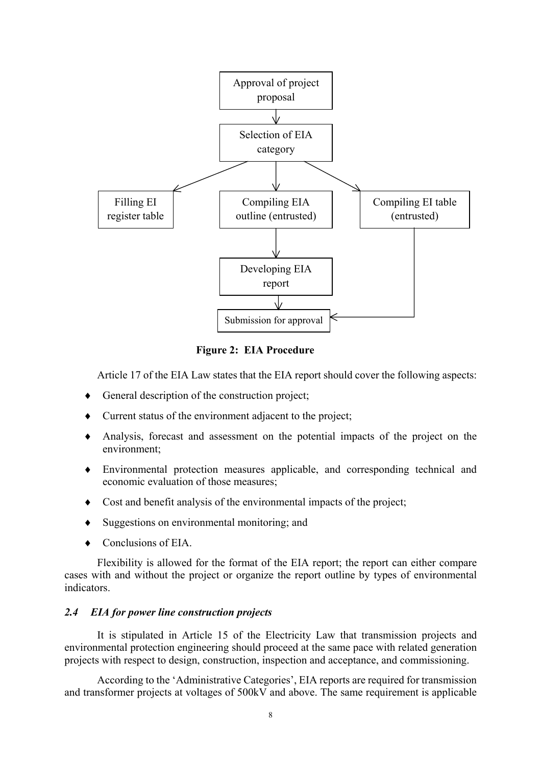Figure 2: EIA Procedure

Article 17 of the EIA Law states that the EIA report should cover the following aspects:

- General description of the construction project;
- Current status of the environment adjacent to the project;
- Analysis, forecast and assessment on the potential impacts of the project on the environment;
- Environmental protection measures applicable, and corresponding technical and economic evaluation of those measures;
- Cost and benefit analysis of the environmental impacts of the project;
- Suggestions on environmental monitoring; and
- Conclusions of EIA.

Flexibility is allowed for the format of the EIA report; the report can either compare cases with and without the project or organize the report outline by types of environmental indicators.

### *2.4 EIA for power line construction projects*

It is stipulated in Article 15 of the Electricity Law that transmission projects and environmental protection engineering should proceed at the same pace with related generation projects with respect to design, construction, inspection and acceptance, and commissioning.

According to the 'Administrative Categories', EIA reports are required for transmission and transformer projects at voltages of 500kV and above. The same requirement is applicable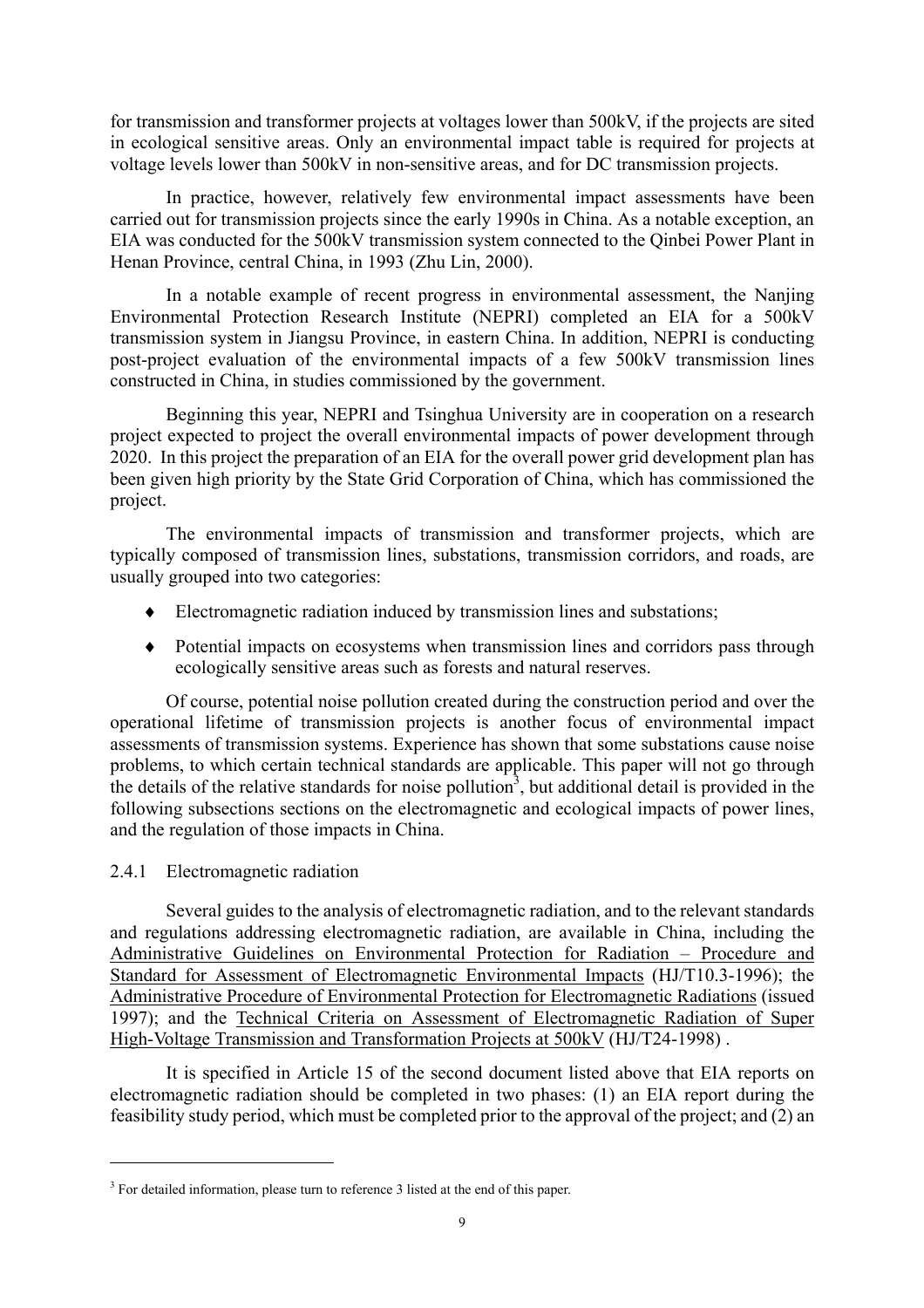for transmission and transformer projects at voltages lower than 500kV, if the projects are sited in ecological sensitive areas. Only an environmental impact table is required for projects at voltage levels lower than 500kV in non-sensitive areas, and for DC transmission projects.

In practice, however, relatively few environmental impact assessments have been carried out for transmission projects since the early 1990s in China. As a notable exception, an EIA was conducted for the 500kV transmission system connected to the Qinbei Power Plant in Henan Province, central China, in 1993 (Zhu Lin, 2000).

In a notable example of recent progress in environmental assessment, the Nanjing Environmental Protection Research Institute (NEPRI) completed an EIA for a 500kV transmission system in Jiangsu Province, in eastern China. In addition, NEPRI is conducting post-project evaluation of the environmental impacts of a few 500kV transmission lines constructed in China, in studies commissioned by the government.

Beginning this year, NEPRI and Tsinghua University are in cooperation on a research project expected to project the overall environmental impacts of power development through 2020. In this project the preparation of an EIA for the overall power grid development plan has been given high priority by the State Grid Corporation of China, which has commissioned the project.

The environmental impacts of transmission and transformer projects, which are typically composed of transmission lines, substations, transmission corridors, and roads, are usually grouped into two categories:

- Electromagnetic radiation induced by transmission lines and substations;
- Potential impacts on ecosystems when transmission lines and corridors pass through ecologically sensitive areas such as forests and natural reserves.

Of course, potential noise pollution created during the construction period and over the operational lifetime of transmission projects is another focus of environmental impact assessments of transmission systems. Experience has shown that some substations cause noise problems, to which certain technical standards are applicable. This paper will not go through the details of the relative standards for noise pollution[3], but additional detail is provided in the following subsections sections on the electromagnetic and ecological impacts of power lines, and the regulation of those impacts in China.

### 2.4.1 Electromagnetic radiation

Several guides to the analysis of electromagnetic radiation, and to the relevant standards and regulations addressing electromagnetic radiation, are available in China, including the Administrative Guidelines on Environmental Protection for Radiation – Procedure and Standard for Assessment of Electromagnetic Environmental Impacts (HJ/T10.3-1996); the Administrative Procedure of Environmental Protection for Electromagnetic Radiations (issued 1997); and the Technical Criteria on Assessment of Electromagnetic Radiation of Super High-Voltage Transmission and Transformation Projects at 500kV (HJ/T24-1998) .

It is specified in Article 15 of the second document listed above that EIA reports on electromagnetic radiation should be completed in two phases: (1) an EIA report during the feasibility study period, which must be completed prior to the approval of the project; and (2) an

[3] For detailed information, please turn to reference 3 listed at the end of this paper.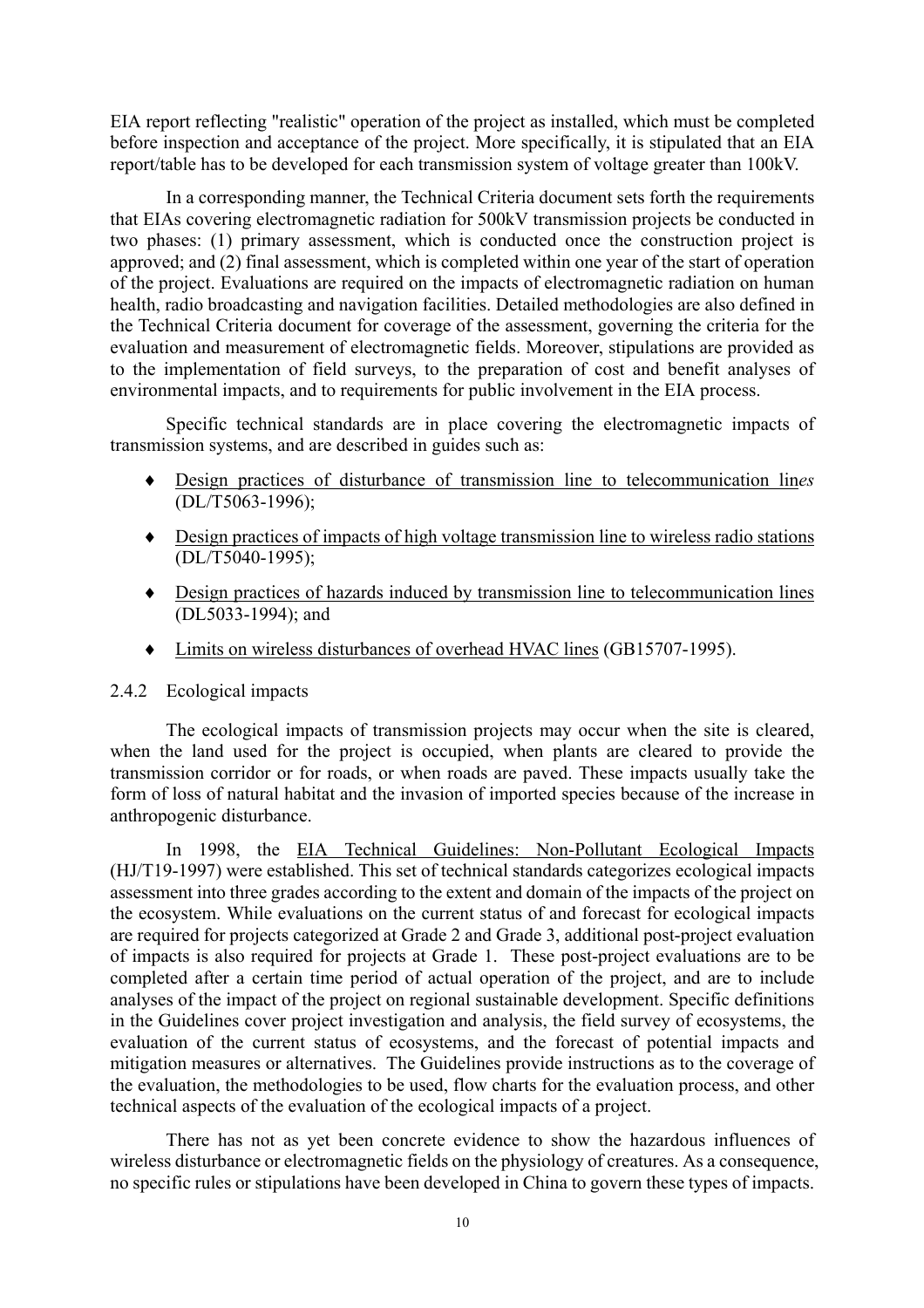EIA report reflecting "realistic" operation of the project as installed, which must be completed before inspection and acceptance of the project. More specifically, it is stipulated that an EIA report/table has to be developed for each transmission system of voltage greater than 100kV.

In a corresponding manner, the Technical Criteria document sets forth the requirements that EIAs covering electromagnetic radiation for 500kV transmission projects be conducted in two phases: (1) primary assessment, which is conducted once the construction project is approved; and (2) final assessment, which is completed within one year of the start of operation of the project. Evaluations are required on the impacts of electromagnetic radiation on human health, radio broadcasting and navigation facilities. Detailed methodologies are also defined in the Technical Criteria document for coverage of the assessment, governing the criteria for the evaluation and measurement of electromagnetic fields. Moreover, stipulations are provided as to the implementation of field surveys, to the preparation of cost and benefit analyses of environmental impacts, and to requirements for public involvement in the EIA process.

Specific technical standards are in place covering the electromagnetic impacts of transmission systems, and are described in guides such as:

- Design practices of disturbance of transmission line to telecommunication lin*es* (DL/T5063-1996);
- Design practices of impacts of high voltage transmission line to wireless radio stations (DL/T5040-1995);
- Design practices of hazards induced by transmission line to telecommunication lines (DL5033-1994); and
- Limits on wireless disturbances of overhead HVAC lines (GB15707-1995).

### 2.4.2 Ecological impacts

The ecological impacts of transmission projects may occur when the site is cleared, when the land used for the project is occupied, when plants are cleared to provide the transmission corridor or for roads, or when roads are paved. These impacts usually take the form of loss of natural habitat and the invasion of imported species because of the increase in anthropogenic disturbance.

In 1998, the EIA Technical Guidelines: Non-Pollutant Ecological Impacts (HJ/T19-1997) were established. This set of technical standards categorizes ecological impacts assessment into three grades according to the extent and domain of the impacts of the project on the ecosystem. While evaluations on the current status of and forecast for ecological impacts are required for projects categorized at Grade 2 and Grade 3, additional post-project evaluation of impacts is also required for projects at Grade 1. These post-project evaluations are to be completed after a certain time period of actual operation of the project, and are to include analyses of the impact of the project on regional sustainable development. Specific definitions in the Guidelines cover project investigation and analysis, the field survey of ecosystems, the evaluation of the current status of ecosystems, and the forecast of potential impacts and mitigation measures or alternatives. The Guidelines provide instructions as to the coverage of the evaluation, the methodologies to be used, flow charts for the evaluation process, and other technical aspects of the evaluation of the ecological impacts of a project.

There has not as yet been concrete evidence to show the hazardous influences of wireless disturbance or electromagnetic fields on the physiology of creatures. As a consequence, no specific rules or stipulations have been developed in China to govern these types of impacts.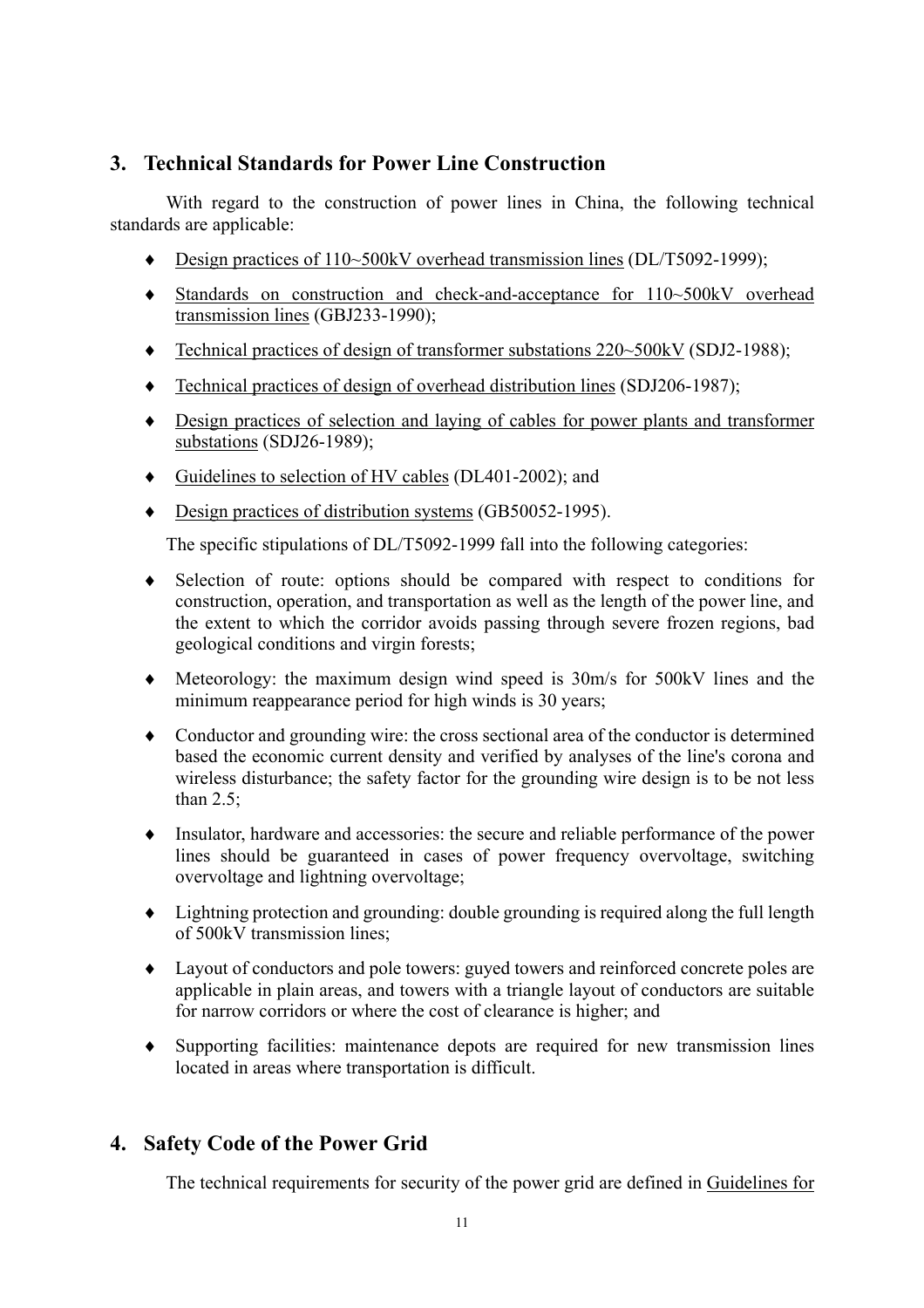## 3. Technical Standards for Power Line Construction

With regard to the construction of power lines in China, the following technical standards are applicable:

- Design practices of 110~500kV overhead transmission lines (DL/T5092-1999);
- Standards on construction and check-and-acceptance for 110~500kV overhead transmission lines (GBJ233-1990);
- Technical practices of design of transformer substations 220~500kV (SDJ2-1988);
- Technical practices of design of overhead distribution lines (SDJ206-1987);
- Design practices of selection and laying of cables for power plants and transformer substations (SDJ26-1989);
- Guidelines to selection of HV cables (DL401-2002); and
- Design practices of distribution systems (GB50052-1995).

The specific stipulations of DL/T5092-1999 fall into the following categories:

- Selection of route: options should be compared with respect to conditions for construction, operation, and transportation as well as the length of the power line, and the extent to which the corridor avoids passing through severe frozen regions, bad geological conditions and virgin forests;
- Meteorology: the maximum design wind speed is 30m/s for 500kV lines and the minimum reappearance period for high winds is 30 years;
- Conductor and grounding wire: the cross sectional area of the conductor is determined based the economic current density and verified by analyses of the line's corona and wireless disturbance; the safety factor for the grounding wire design is to be not less than 2.5;
- Insulator, hardware and accessories: the secure and reliable performance of the power lines should be guaranteed in cases of power frequency overvoltage, switching overvoltage and lightning overvoltage;
- Lightning protection and grounding: double grounding is required along the full length of 500kV transmission lines;
- Layout of conductors and pole towers: guyed towers and reinforced concrete poles are applicable in plain areas, and towers with a triangle layout of conductors are suitable for narrow corridors or where the cost of clearance is higher; and
- Supporting facilities: maintenance depots are required for new transmission lines located in areas where transportation is difficult.

## 4. Safety Code of the Power Grid

The technical requirements for security of the power grid are defined in Guidelines for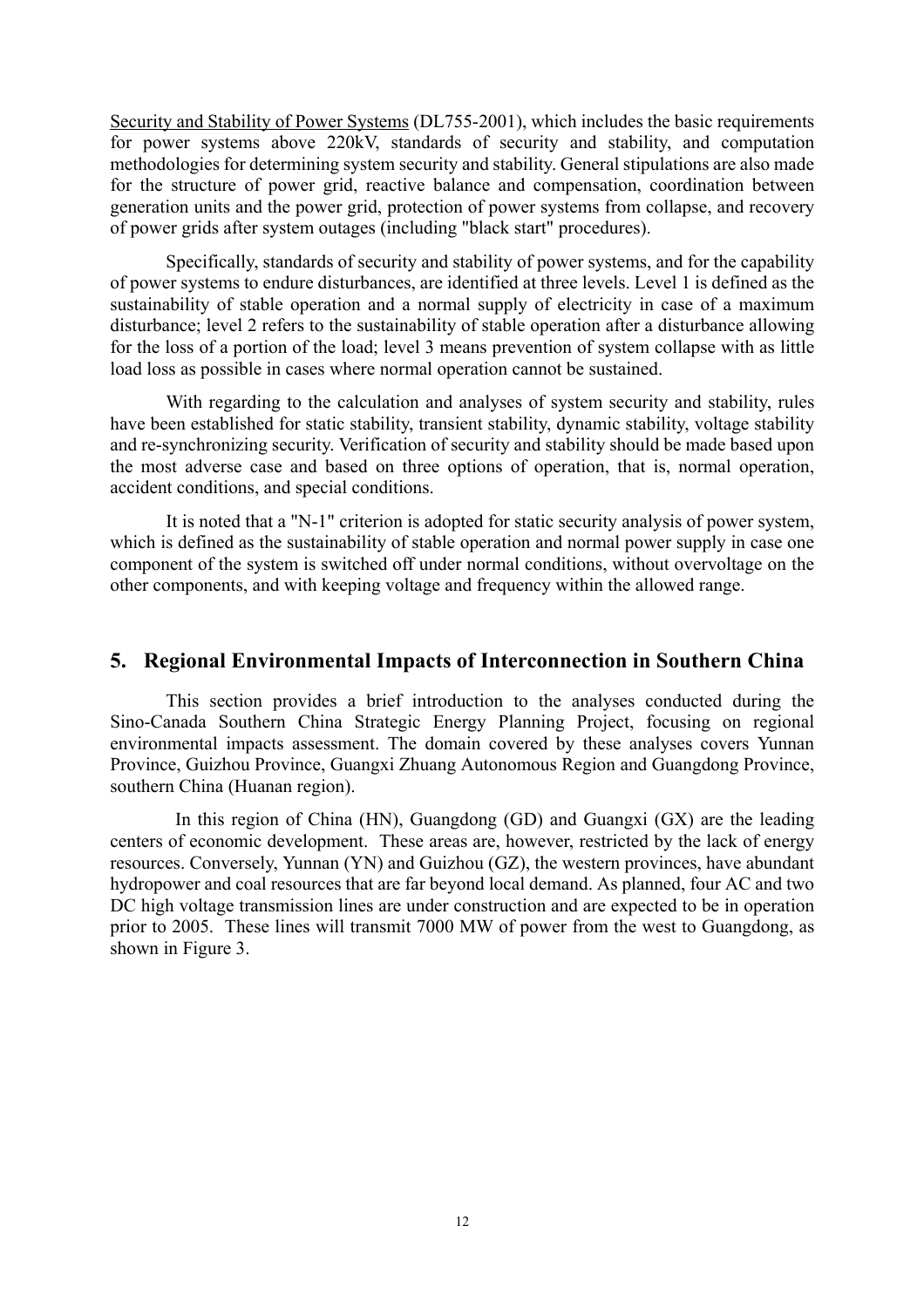Security and Stability of Power Systems (DL755-2001), which includes the basic requirements for power systems above 220kV, standards of security and stability, and computation methodologies for determining system security and stability. General stipulations are also made for the structure of power grid, reactive balance and compensation, coordination between generation units and the power grid, protection of power systems from collapse, and recovery of power grids after system outages (including "black start" procedures).

Specifically, standards of security and stability of power systems, and for the capability of power systems to endure disturbances, are identified at three levels. Level 1 is defined as the sustainability of stable operation and a normal supply of electricity in case of a maximum disturbance; level 2 refers to the sustainability of stable operation after a disturbance allowing for the loss of a portion of the load; level 3 means prevention of system collapse with as little load loss as possible in cases where normal operation cannot be sustained.

With regarding to the calculation and analyses of system security and stability, rules have been established for static stability, transient stability, dynamic stability, voltage stability and re-synchronizing security. Verification of security and stability should be made based upon the most adverse case and based on three options of operation, that is, normal operation, accident conditions, and special conditions.

It is noted that a "N-1" criterion is adopted for static security analysis of power system, which is defined as the sustainability of stable operation and normal power supply in case one component of the system is switched off under normal conditions, without overvoltage on the other components, and with keeping voltage and frequency within the allowed range.

## 5. Regional Environmental Impacts of Interconnection in Southern China

This section provides a brief introduction to the analyses conducted during the Sino-Canada Southern China Strategic Energy Planning Project, focusing on regional environmental impacts assessment. The domain covered by these analyses covers Yunnan Province, Guizhou Province, Guangxi Zhuang Autonomous Region and Guangdong Province, southern China (Huanan region).

In this region of China (HN), Guangdong (GD) and Guangxi (GX) are the leading centers of economic development. These areas are, however, restricted by the lack of energy resources. Conversely, Yunnan (YN) and Guizhou (GZ), the western provinces, have abundant hydropower and coal resources that are far beyond local demand. As planned, four AC and two DC high voltage transmission lines are under construction and are expected to be in operation prior to 2005. These lines will transmit 7000 MW of power from the west to Guangdong, as shown in Figure 3.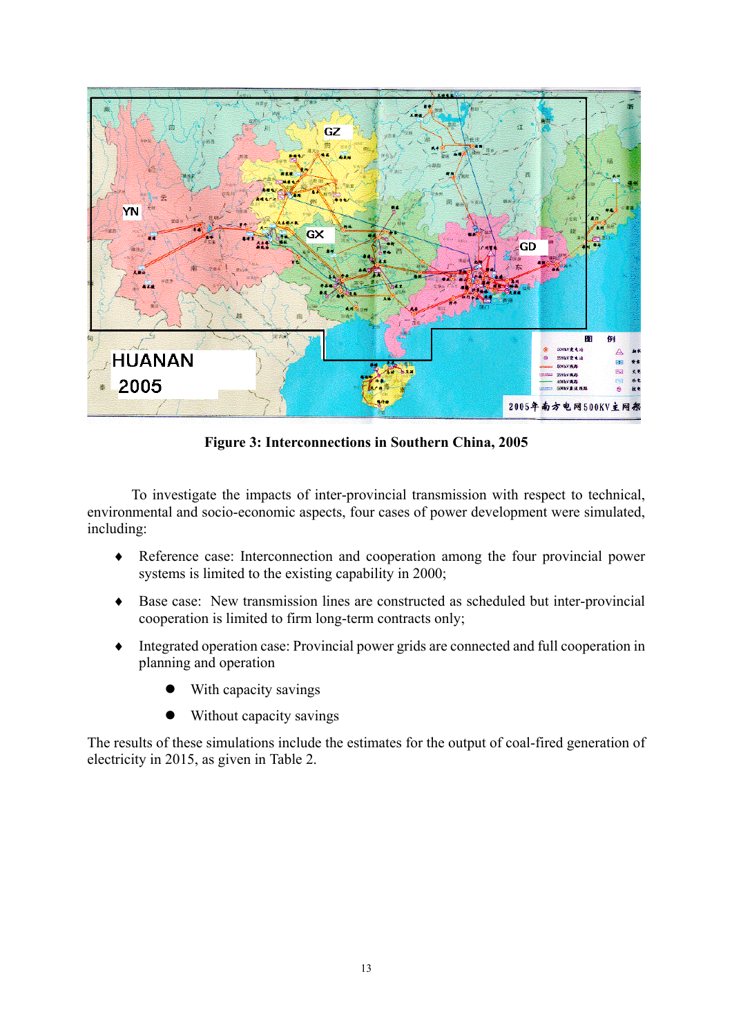**Figure 3: Interconnections in Southern China, 2005**

To investigate the impacts of inter-provincial transmission with respect to technical, environmental and socio-economic aspects, four cases of power development were simulated, including:

- Reference case: Interconnection and cooperation among the four provincial power systems is limited to the existing capability in 2000;
- Base case: New transmission lines are constructed as scheduled but inter-provincial cooperation is limited to firm long-term contracts only;
- Integrated operation case: Provincial power grids are connected and full cooperation in planning and operation
  - With capacity savings
  - Without capacity savings

The results of these simulations include the estimates for the output of coal-fired generation of electricity in 2015, as given in Table 2.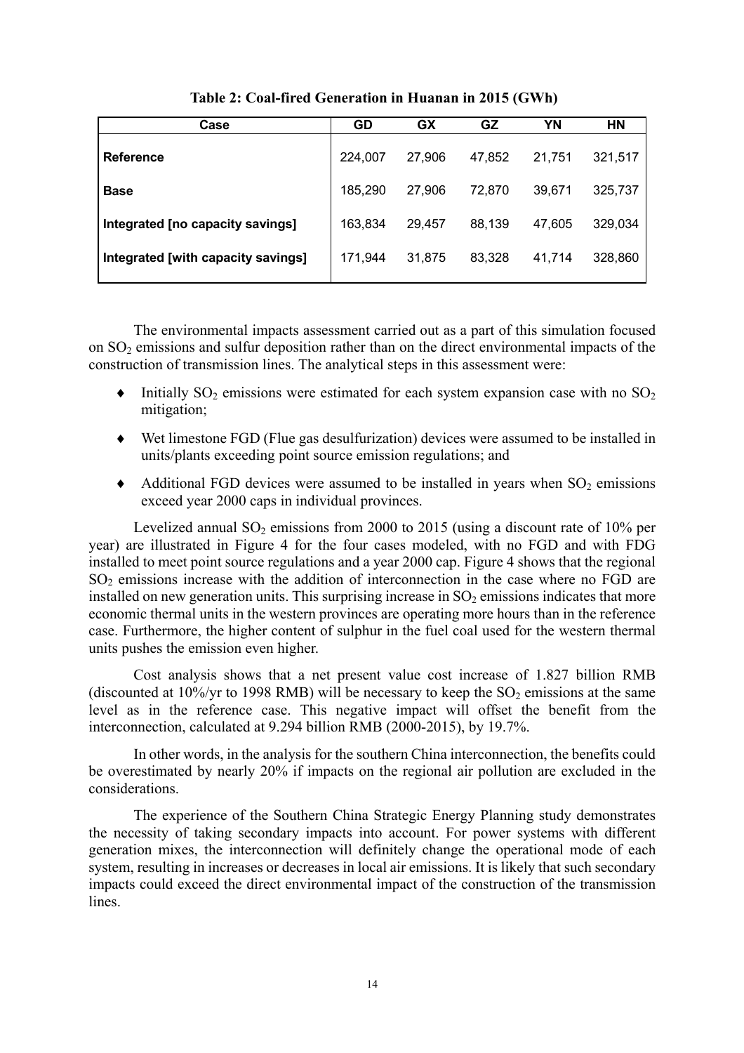**Table 2: Coal-fired Generation in Huanan in 2015 (GWh)**

| Case | GD | GX | GZ | YN | HN |
|---|---|---|---|---|---|
| **Reference** | 224,007 | 27,906 | 47,852 | 21,751 | 321,517 |
| **Base** | 185,290 | 27,906 | 72,870 | 39,671 | 325,737 |
| **Integrated [no capacity savings]** | 163,834 | 29,457 | 88,139 | 47,605 | 329,034 |
| **Integrated [with capacity savings]** | 171,944 | 31,875 | 83,328 | 41,714 | 328,860 |

The environmental impacts assessment carried out as a part of this simulation focused on $SO_2$ emissions and sulfur deposition rather than on the direct environmental impacts of the construction of transmission lines. The analytical steps in this assessment were:

- Initially $SO_2$ emissions were estimated for each system expansion case with no $SO_2$ mitigation;
- Wet limestone FGD (Flue gas desulfurization) devices were assumed to be installed in units/plants exceeding point source emission regulations; and
- Additional FGD devices were assumed to be installed in years when $SO_2$ emissions exceed year 2000 caps in individual provinces.

Levelized annual $SO_2$ emissions from 2000 to 2015 (using a discount rate of 10% per year) are illustrated in Figure 4 for the four cases modeled, with no FGD and with FDG installed to meet point source regulations and a year 2000 cap. Figure 4 shows that the regional $SO_2$ emissions increase with the addition of interconnection in the case where no FGD are installed on new generation units. This surprising increase in $SO_2$ emissions indicates that more economic thermal units in the western provinces are operating more hours than in the reference case. Furthermore, the higher content of sulphur in the fuel coal used for the western thermal units pushes the emission even higher.

Cost analysis shows that a net present value cost increase of 1.827 billion RMB (discounted at 10%/yr to 1998 RMB) will be necessary to keep the $SO_2$ emissions at the same level as in the reference case. This negative impact will offset the benefit from the interconnection, calculated at 9.294 billion RMB (2000-2015), by 19.7%.

In other words, in the analysis for the southern China interconnection, the benefits could be overestimated by nearly 20% if impacts on the regional air pollution are excluded in the considerations.

The experience of the Southern China Strategic Energy Planning study demonstrates the necessity of taking secondary impacts into account. For power systems with different generation mixes, the interconnection will definitely change the operational mode of each system, resulting in increases or decreases in local air emissions. It is likely that such secondary impacts could exceed the direct environmental impact of the construction of the transmission lines.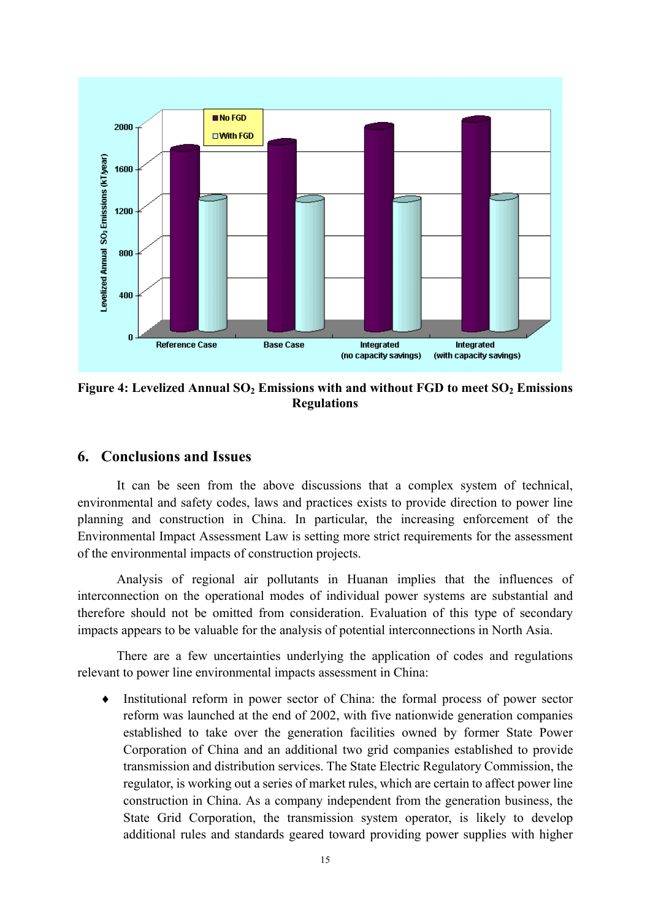**Figure 4: Levelized Annual $SO_2$ Emissions with and without FGD to meet $SO_2$ Emissions Regulations**

## 6. Conclusions and Issues

It can be seen from the above discussions that a complex system of technical, environmental and safety codes, laws and practices exists to provide direction to power line planning and construction in China. In particular, the increasing enforcement of the Environmental Impact Assessment Law is setting more strict requirements for the assessment of the environmental impacts of construction projects.

Analysis of regional air pollutants in Huanan implies that the influences of interconnection on the operational modes of individual power systems are substantial and therefore should not be omitted from consideration. Evaluation of this type of secondary impacts appears to be valuable for the analysis of potential interconnections in North Asia.

There are a few uncertainties underlying the application of codes and regulations relevant to power line environmental impacts assessment in China:

- Institutional reform in power sector of China: the formal process of power sector reform was launched at the end of 2002, with five nationwide generation companies established to take over the generation facilities owned by former State Power Corporation of China and an additional two grid companies established to provide transmission and distribution services. The State Electric Regulatory Commission, the regulator, is working out a series of market rules, which are certain to affect power line construction in China. As a company independent from the generation business, the State Grid Corporation, the transmission system operator, is likely to develop additional rules and standards geared toward providing power supplies with higher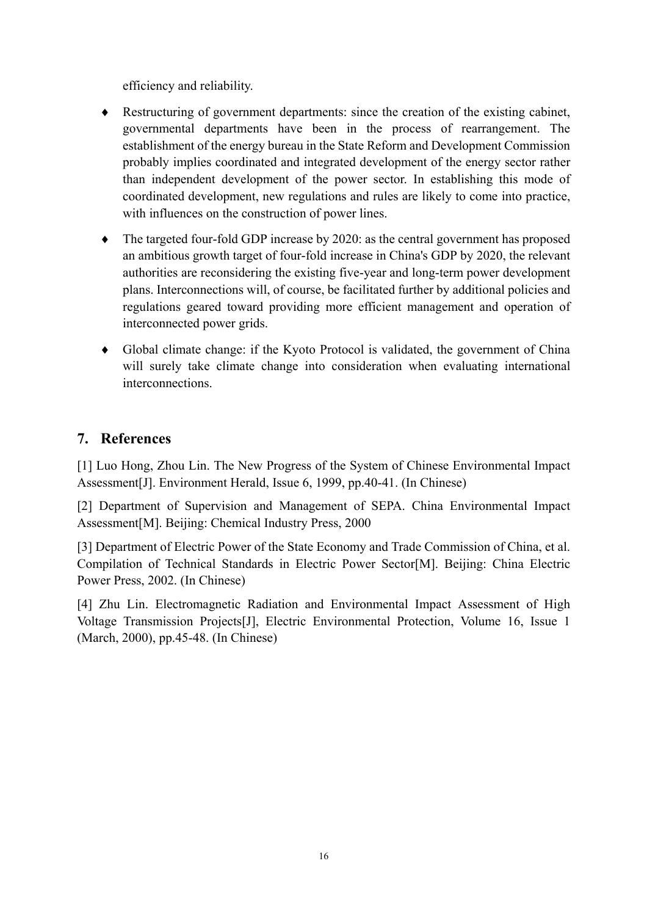efficiency and reliability.

- Restructuring of government departments: since the creation of the existing cabinet, governmental departments have been in the process of rearrangement. The establishment of the energy bureau in the State Reform and Development Commission probably implies coordinated and integrated development of the energy sector rather than independent development of the power sector. In establishing this mode of coordinated development, new regulations and rules are likely to come into practice, with influences on the construction of power lines.
- The targeted four-fold GDP increase by 2020: as the central government has proposed an ambitious growth target of four-fold increase in China's GDP by 2020, the relevant authorities are reconsidering the existing five-year and long-term power development plans. Interconnections will, of course, be facilitated further by additional policies and regulations geared toward providing more efficient management and operation of interconnected power grids.
- Global climate change: if the Kyoto Protocol is validated, the government of China will surely take climate change into consideration when evaluating international interconnections.

## 7. References

[1] Luo Hong, Zhou Lin. The New Progress of the System of Chinese Environmental Impact Assessment[J]. Environment Herald, Issue 6, 1999, pp.40-41. (In Chinese)

[2] Department of Supervision and Management of SEPA. China Environmental Impact Assessment[M]. Beijing: Chemical Industry Press, 2000

[3] Department of Electric Power of the State Economy and Trade Commission of China, et al. Compilation of Technical Standards in Electric Power Sector[M]. Beijing: China Electric Power Press, 2002. (In Chinese)

[4] Zhu Lin. Electromagnetic Radiation and Environmental Impact Assessment of High Voltage Transmission Projects[J], Electric Environmental Protection, Volume 16, Issue 1 (March, 2000), pp.45-48. (In Chinese)